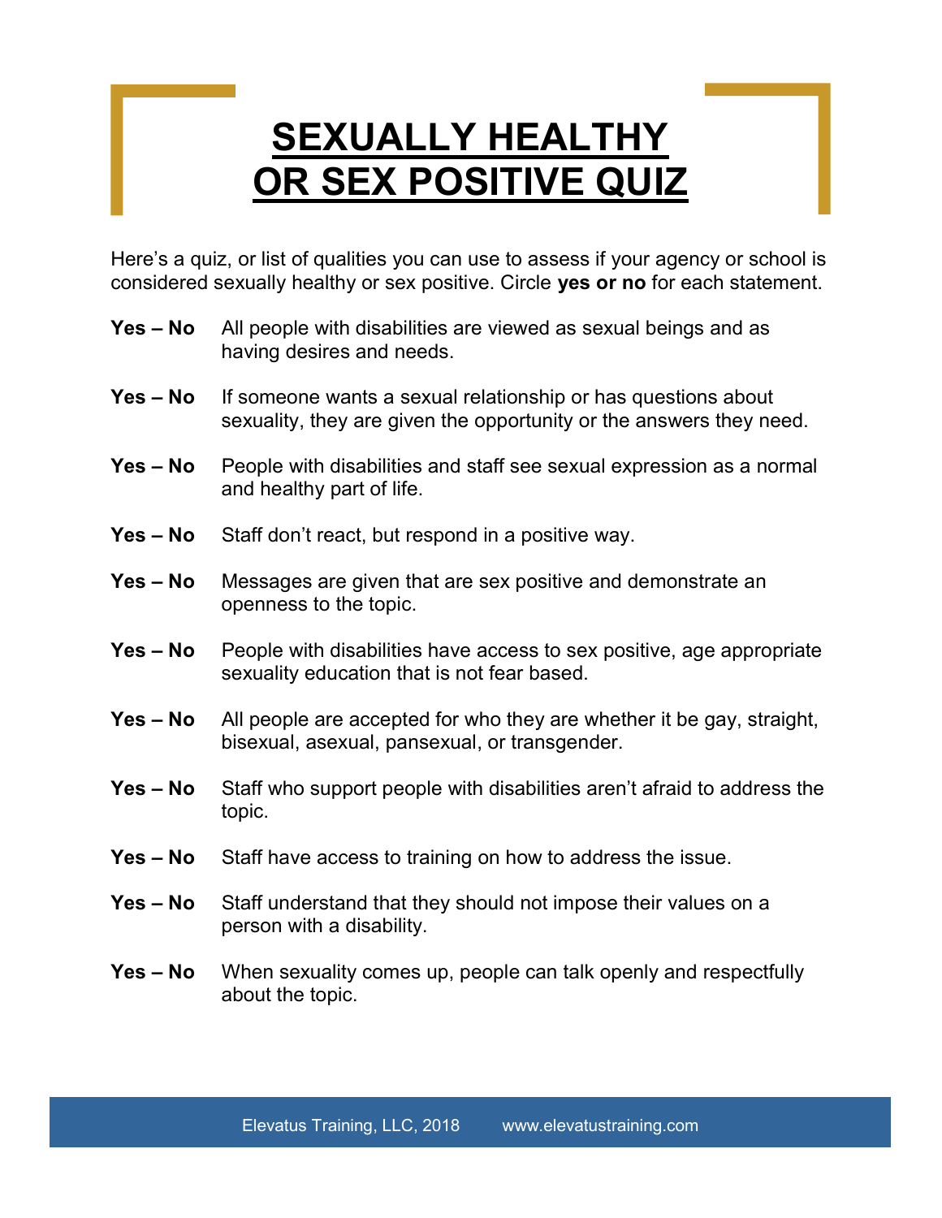# SEXUALLY HEALTHY OR SEX POSITIVE QUIZ

Here's a quiz, or list of qualities you can use to assess if your agency or school is considered sexually healthy or sex positive. Circle **yes or no** for each statement.

**Yes – No** All people with disabilities are viewed as sexual beings and as having desires and needs.

**Yes – No** If someone wants a sexual relationship or has questions about sexuality, they are given the opportunity or the answers they need.

**Yes – No** People with disabilities and staff see sexual expression as a normal and healthy part of life.

**Yes – No** Staff don't react, but respond in a positive way.

**Yes – No** Messages are given that are sex positive and demonstrate an openness to the topic.

**Yes – No** People with disabilities have access to sex positive, age appropriate sexuality education that is not fear based.

**Yes – No** All people are accepted for who they are whether it be gay, straight, bisexual, asexual, pansexual, or transgender.

**Yes – No** Staff who support people with disabilities aren't afraid to address the topic.

**Yes – No** Staff have access to training on how to address the issue.

**Yes – No** Staff understand that they should not impose their values on a person with a disability.

**Yes – No** When sexuality comes up, people can talk openly and respectfully about the topic.

Elevatus Training, LLC, 2018 www.elevatustraining.com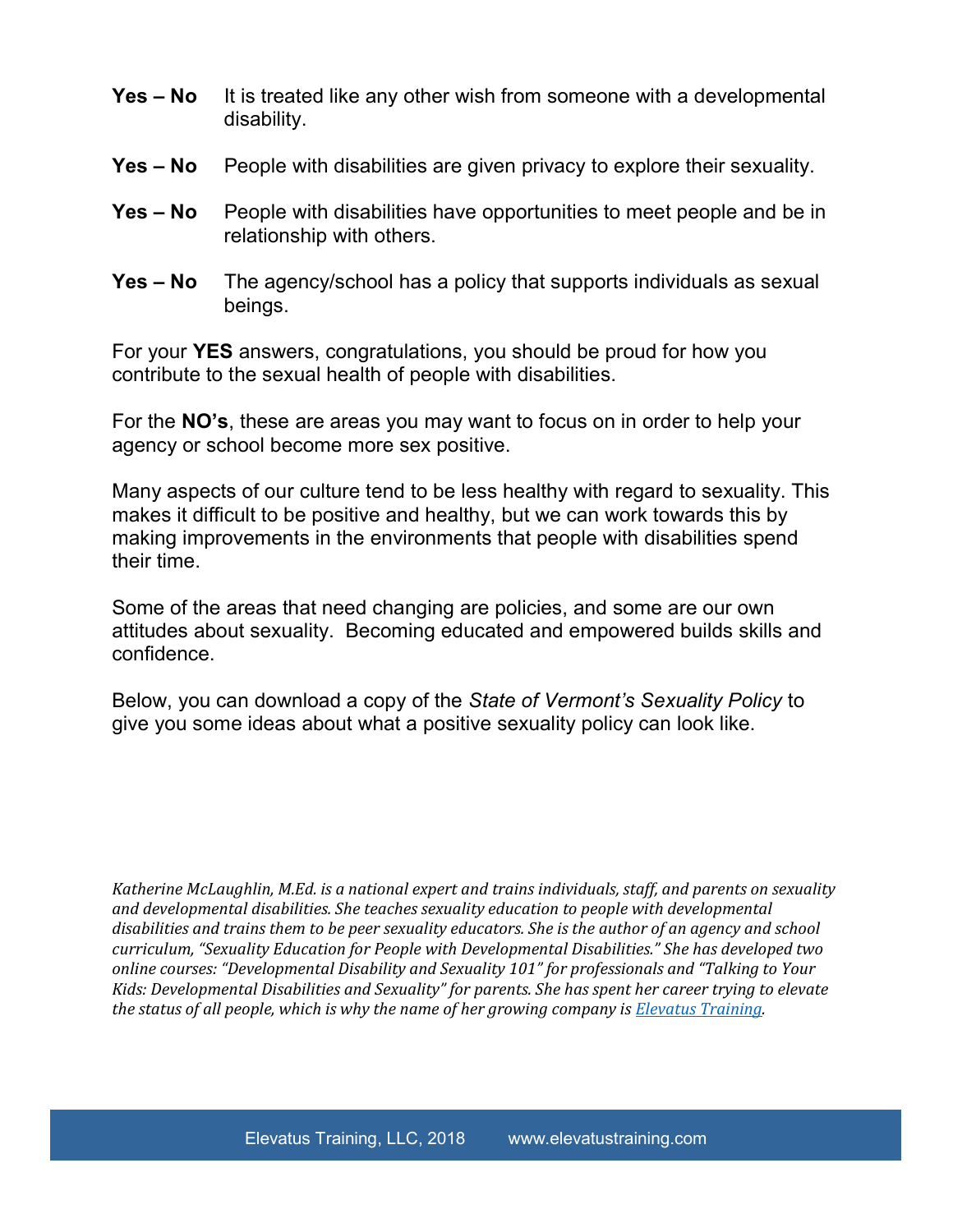**Yes – No** It is treated like any other wish from someone with a developmental disability.

**Yes – No** People with disabilities are given privacy to explore their sexuality.

**Yes – No** People with disabilities have opportunities to meet people and be in relationship with others.

**Yes – No** The agency/school has a policy that supports individuals as sexual beings.

For your **YES** answers, congratulations, you should be proud for how you contribute to the sexual health of people with disabilities.

For the **NO's**, these are areas you may want to focus on in order to help your agency or school become more sex positive.

Many aspects of our culture tend to be less healthy with regard to sexuality. This makes it difficult to be positive and healthy, but we can work towards this by making improvements in the environments that people with disabilities spend their time.

Some of the areas that need changing are policies, and some are our own attitudes about sexuality. Becoming educated and empowered builds skills and confidence.

Below, you can download a copy of the *State of Vermont's Sexuality Policy* to give you some ideas about what a positive sexuality policy can look like.

*Katherine McLaughlin, M.Ed. is a national expert and trains individuals, staff, and parents on sexuality and developmental disabilities. She teaches sexuality education to people with developmental disabilities and trains them to be peer sexuality educators. She is the author of an agency and school curriculum, "Sexuality Education for People with Developmental Disabilities." She has developed two online courses: "Developmental Disability and Sexuality 101" for professionals and "Talking to Your Kids: Developmental Disabilities and Sexuality" for parents. She has spent her career trying to elevate the status of all people, which is why the name of her growing company is Elevatus Training.*